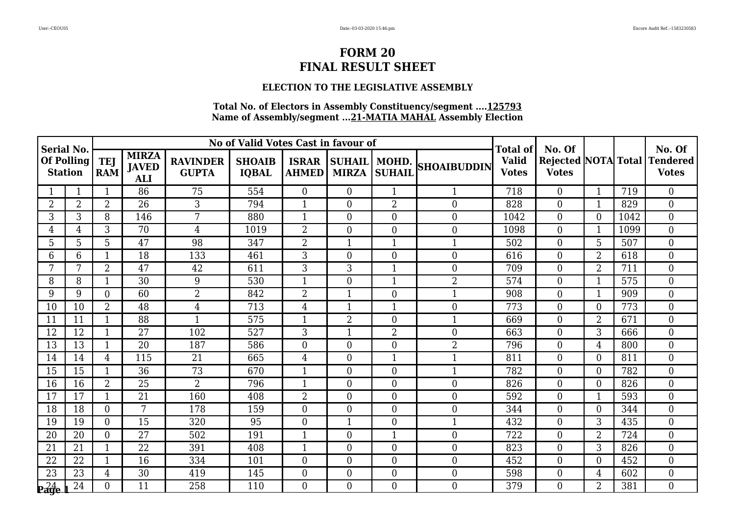# FORM 20
# FINAL RESULT SHEET

### ELECTION TO THE LEGISLATIVE ASSEMBLY

**Total No. of Electors in Assembly Constituency/segment ....125793**
**Name of Assembly/segment ...21-MATIA MAHAL Assembly Election**

| Serial No. Of Polling Station | | No of Valid Votes Cast in favour of | | | | | | | | Total of Valid Votes | No. Of Rejected Votes | NOTA | Total | No. Of Tendered Votes |
|---|---|---|---|---|---|---|---|---|---|---|---|---|---|---|
| | | TEJ RAM | MIRZA JAVED ALI | RAVINDER GUPTA | SHOAIB IQBAL | ISRAR AHMED | SUHAIL MIRZA | MOHD. SUHAIL | SHOAIBUDDIN | | | | | |
| 1 | 1 | 1 | 86 | 75 | 554 | 0 | 0 | 1 | 1 | 718 | 0 | 1 | 719 | 0 |
| 2 | 2 | 2 | 26 | 3 | 794 | 1 | 0 | 2 | 0 | 828 | 0 | 1 | 829 | 0 |
| 3 | 3 | 8 | 146 | 7 | 880 | 1 | 0 | 0 | 0 | 1042 | 0 | 0 | 1042 | 0 |
| 4 | 4 | 3 | 70 | 4 | 1019 | 2 | 0 | 0 | 0 | 1098 | 0 | 1 | 1099 | 0 |
| 5 | 5 | 5 | 47 | 98 | 347 | 2 | 1 | 1 | 1 | 502 | 0 | 5 | 507 | 0 |
| 6 | 6 | 1 | 18 | 133 | 461 | 3 | 0 | 0 | 0 | 616 | 0 | 2 | 618 | 0 |
| 7 | 7 | 2 | 47 | 42 | 611 | 3 | 3 | 1 | 0 | 709 | 0 | 2 | 711 | 0 |
| 8 | 8 | 1 | 30 | 9 | 530 | 1 | 0 | 1 | 2 | 574 | 0 | 1 | 575 | 0 |
| 9 | 9 | 0 | 60 | 2 | 842 | 2 | 1 | 0 | 1 | 908 | 0 | 1 | 909 | 0 |
| 10 | 10 | 2 | 48 | 4 | 713 | 4 | 1 | 1 | 0 | 773 | 0 | 0 | 773 | 0 |
| 11 | 11 | 1 | 88 | 1 | 575 | 1 | 2 | 0 | 1 | 669 | 0 | 2 | 671 | 0 |
| 12 | 12 | 1 | 27 | 102 | 527 | 3 | 1 | 2 | 0 | 663 | 0 | 3 | 666 | 0 |
| 13 | 13 | 1 | 20 | 187 | 586 | 0 | 0 | 0 | 2 | 796 | 0 | 4 | 800 | 0 |
| 14 | 14 | 4 | 115 | 21 | 665 | 4 | 0 | 1 | 1 | 811 | 0 | 0 | 811 | 0 |
| 15 | 15 | 1 | 36 | 73 | 670 | 1 | 0 | 0 | 1 | 782 | 0 | 0 | 782 | 0 |
| 16 | 16 | 2 | 25 | 2 | 796 | 1 | 0 | 0 | 0 | 826 | 0 | 0 | 826 | 0 |
| 17 | 17 | 1 | 21 | 160 | 408 | 2 | 0 | 0 | 0 | 592 | 0 | 1 | 593 | 0 |
| 18 | 18 | 0 | 7 | 178 | 159 | 0 | 0 | 0 | 0 | 344 | 0 | 0 | 344 | 0 |
| 19 | 19 | 0 | 15 | 320 | 95 | 0 | 1 | 0 | 1 | 432 | 0 | 3 | 435 | 0 |
| 20 | 20 | 0 | 27 | 502 | 191 | 1 | 0 | 1 | 0 | 722 | 0 | 2 | 724 | 0 |
| 21 | 21 | 1 | 22 | 391 | 408 | 1 | 0 | 0 | 0 | 823 | 0 | 3 | 826 | 0 |
| 22 | 22 | 1 | 16 | 334 | 101 | 0 | 0 | 0 | 0 | 452 | 0 | 0 | 452 | 0 |
| 23 | 23 | 4 | 30 | 419 | 145 | 0 | 0 | 0 | 0 | 598 | 0 | 4 | 602 | 0 |
| 24 | 24 | 0 | 11 | 258 | 110 | 0 | 0 | 0 | 0 | 379 | 0 | 2 | 381 | 0 |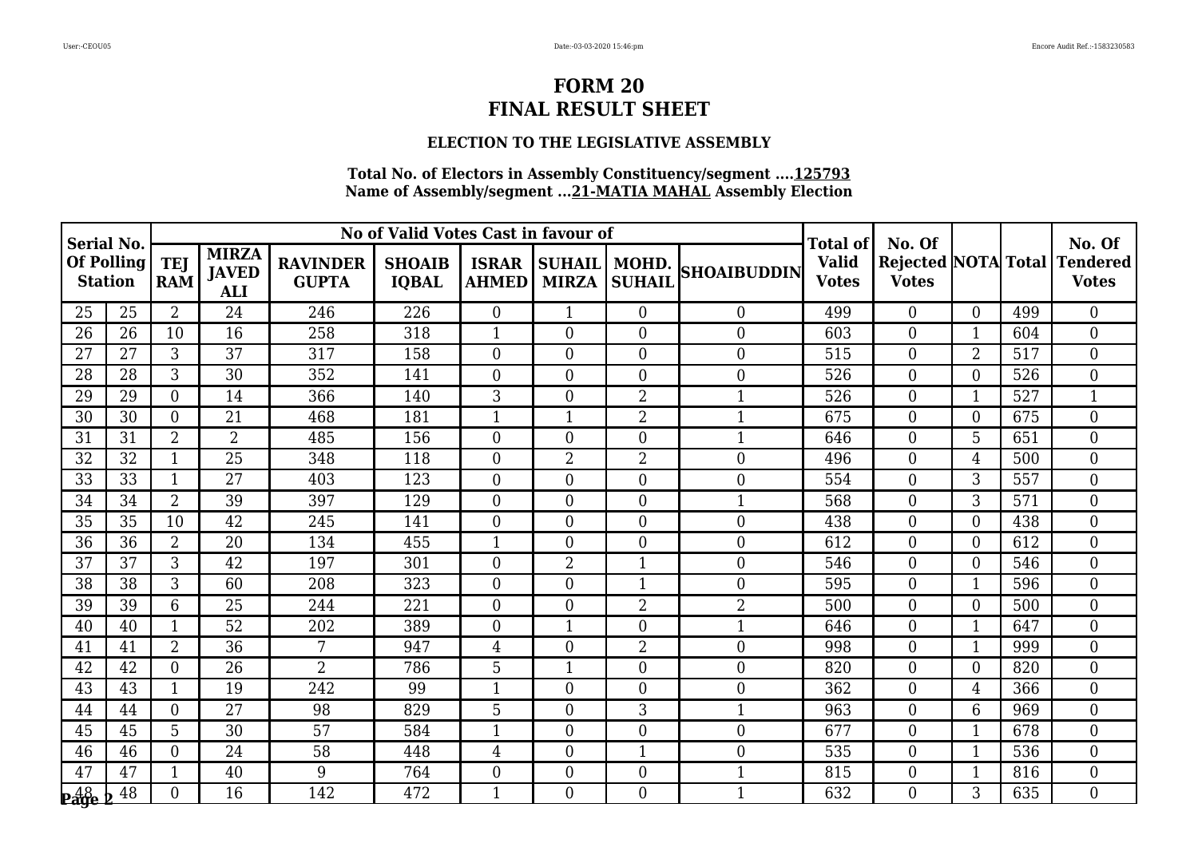# FORM 20
# FINAL RESULT SHEET

### ELECTION TO THE LEGISLATIVE ASSEMBLY

**Total No. of Electors in Assembly Constituency/segment ....125793**
**Name of Assembly/segment ...21-MATIA MAHAL Assembly Election**

| Serial No. Of Polling Station | | No of Valid Votes Cast in favour of | | | | | | | | Total of Valid Votes | No. Of Rejected Votes | NOTA | Total | No. Of Tendered Votes |
|---|---|---|---|---|---|---|---|---|---|---|---|---|---|---|
| | | TEJ RAM | MIRZA JAVED ALI | RAVINDER GUPTA | SHOAIB IQBAL | ISRAR AHMED | SUHAIL MIRZA | MOHD. SUHAIL | SHOAIBUDDIN | | | | | |
| 25 | 25 | 2 | 24 | 246 | 226 | 0 | 1 | 0 | 0 | 499 | 0 | 0 | 499 | 0 |
| 26 | 26 | 10 | 16 | 258 | 318 | 1 | 0 | 0 | 0 | 603 | 0 | 1 | 604 | 0 |
| 27 | 27 | 3 | 37 | 317 | 158 | 0 | 0 | 0 | 0 | 515 | 0 | 2 | 517 | 0 |
| 28 | 28 | 3 | 30 | 352 | 141 | 0 | 0 | 0 | 0 | 526 | 0 | 0 | 526 | 0 |
| 29 | 29 | 0 | 14 | 366 | 140 | 3 | 0 | 2 | 1 | 526 | 0 | 1 | 527 | 1 |
| 30 | 30 | 0 | 21 | 468 | 181 | 1 | 1 | 2 | 1 | 675 | 0 | 0 | 675 | 0 |
| 31 | 31 | 2 | 2 | 485 | 156 | 0 | 0 | 0 | 1 | 646 | 0 | 5 | 651 | 0 |
| 32 | 32 | 1 | 25 | 348 | 118 | 0 | 2 | 2 | 0 | 496 | 0 | 4 | 500 | 0 |
| 33 | 33 | 1 | 27 | 403 | 123 | 0 | 0 | 0 | 0 | 554 | 0 | 3 | 557 | 0 |
| 34 | 34 | 2 | 39 | 397 | 129 | 0 | 0 | 0 | 1 | 568 | 0 | 3 | 571 | 0 |
| 35 | 35 | 10 | 42 | 245 | 141 | 0 | 0 | 0 | 0 | 438 | 0 | 0 | 438 | 0 |
| 36 | 36 | 2 | 20 | 134 | 455 | 1 | 0 | 0 | 0 | 612 | 0 | 0 | 612 | 0 |
| 37 | 37 | 3 | 42 | 197 | 301 | 0 | 2 | 1 | 0 | 546 | 0 | 0 | 546 | 0 |
| 38 | 38 | 3 | 60 | 208 | 323 | 0 | 0 | 1 | 0 | 595 | 0 | 1 | 596 | 0 |
| 39 | 39 | 6 | 25 | 244 | 221 | 0 | 0 | 2 | 2 | 500 | 0 | 0 | 500 | 0 |
| 40 | 40 | 1 | 52 | 202 | 389 | 0 | 1 | 0 | 1 | 646 | 0 | 1 | 647 | 0 |
| 41 | 41 | 2 | 36 | 7 | 947 | 4 | 0 | 2 | 0 | 998 | 0 | 1 | 999 | 0 |
| 42 | 42 | 0 | 26 | 2 | 786 | 5 | 1 | 0 | 0 | 820 | 0 | 0 | 820 | 0 |
| 43 | 43 | 1 | 19 | 242 | 99 | 1 | 0 | 0 | 0 | 362 | 0 | 4 | 366 | 0 |
| 44 | 44 | 0 | 27 | 98 | 829 | 5 | 0 | 3 | 1 | 963 | 0 | 6 | 969 | 0 |
| 45 | 45 | 5 | 30 | 57 | 584 | 1 | 0 | 0 | 0 | 677 | 0 | 1 | 678 | 0 |
| 46 | 46 | 0 | 24 | 58 | 448 | 4 | 0 | 1 | 0 | 535 | 0 | 1 | 536 | 0 |
| 47 | 47 | 1 | 40 | 9 | 764 | 0 | 0 | 0 | 1 | 815 | 0 | 1 | 816 | 0 |
| 48 | 48 | 0 | 16 | 142 | 472 | 1 | 0 | 0 | 1 | 632 | 0 | 3 | 635 | 0 |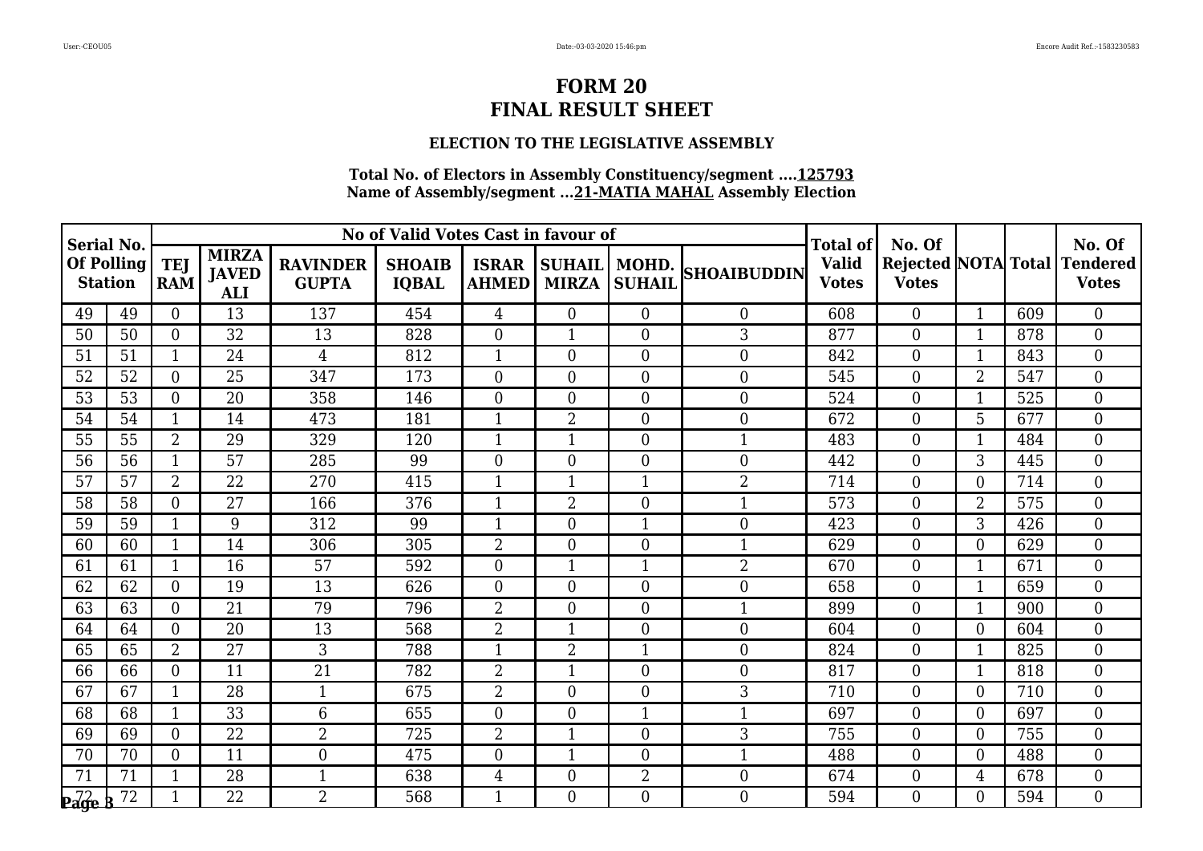# FORM 20
# FINAL RESULT SHEET

### ELECTION TO THE LEGISLATIVE ASSEMBLY

**Total No. of Electors in Assembly Constituency/segment ....125793**
**Name of Assembly/segment ...21-MATIA MAHAL Assembly Election**

| Serial No. Of Polling Station | | No of Valid Votes Cast in favour of | | | | | | | | Total of Valid Votes | No. Of Rejected Votes | NOTA | Total | No. Of Tendered Votes |
|---|---|---|---|---|---|---|---|---|---|---|---|---|---|---|
| | | TEJ RAM | MIRZA JAVED ALI | RAVINDER GUPTA | SHOAIB IQBAL | ISRAR AHMED | SUHAIL MIRZA | MOHD. SUHAIL | SHOAIBUDDIN | | | | | |
| 49 | 49 | 0 | 13 | 137 | 454 | 4 | 0 | 0 | 0 | 608 | 0 | 1 | 609 | 0 |
| 50 | 50 | 0 | 32 | 13 | 828 | 0 | 1 | 0 | 3 | 877 | 0 | 1 | 878 | 0 |
| 51 | 51 | 1 | 24 | 4 | 812 | 1 | 0 | 0 | 0 | 842 | 0 | 1 | 843 | 0 |
| 52 | 52 | 0 | 25 | 347 | 173 | 0 | 0 | 0 | 0 | 545 | 0 | 2 | 547 | 0 |
| 53 | 53 | 0 | 20 | 358 | 146 | 0 | 0 | 0 | 0 | 524 | 0 | 1 | 525 | 0 |
| 54 | 54 | 1 | 14 | 473 | 181 | 1 | 2 | 0 | 0 | 672 | 0 | 5 | 677 | 0 |
| 55 | 55 | 2 | 29 | 329 | 120 | 1 | 1 | 0 | 1 | 483 | 0 | 1 | 484 | 0 |
| 56 | 56 | 1 | 57 | 285 | 99 | 0 | 0 | 0 | 0 | 442 | 0 | 3 | 445 | 0 |
| 57 | 57 | 2 | 22 | 270 | 415 | 1 | 1 | 1 | 2 | 714 | 0 | 0 | 714 | 0 |
| 58 | 58 | 0 | 27 | 166 | 376 | 1 | 2 | 0 | 1 | 573 | 0 | 2 | 575 | 0 |
| 59 | 59 | 1 | 9 | 312 | 99 | 1 | 0 | 1 | 0 | 423 | 0 | 3 | 426 | 0 |
| 60 | 60 | 1 | 14 | 306 | 305 | 2 | 0 | 0 | 1 | 629 | 0 | 0 | 629 | 0 |
| 61 | 61 | 1 | 16 | 57 | 592 | 0 | 1 | 1 | 2 | 670 | 0 | 1 | 671 | 0 |
| 62 | 62 | 0 | 19 | 13 | 626 | 0 | 0 | 0 | 0 | 658 | 0 | 1 | 659 | 0 |
| 63 | 63 | 0 | 21 | 79 | 796 | 2 | 0 | 0 | 1 | 899 | 0 | 1 | 900 | 0 |
| 64 | 64 | 0 | 20 | 13 | 568 | 2 | 1 | 0 | 0 | 604 | 0 | 0 | 604 | 0 |
| 65 | 65 | 2 | 27 | 3 | 788 | 1 | 2 | 1 | 0 | 824 | 0 | 1 | 825 | 0 |
| 66 | 66 | 0 | 11 | 21 | 782 | 2 | 1 | 0 | 0 | 817 | 0 | 1 | 818 | 0 |
| 67 | 67 | 1 | 28 | 1 | 675 | 2 | 0 | 0 | 3 | 710 | 0 | 0 | 710 | 0 |
| 68 | 68 | 1 | 33 | 6 | 655 | 0 | 0 | 1 | 1 | 697 | 0 | 0 | 697 | 0 |
| 69 | 69 | 0 | 22 | 2 | 725 | 2 | 1 | 0 | 3 | 755 | 0 | 0 | 755 | 0 |
| 70 | 70 | 0 | 11 | 0 | 475 | 0 | 1 | 0 | 1 | 488 | 0 | 0 | 488 | 0 |
| 71 | 71 | 1 | 28 | 1 | 638 | 4 | 0 | 2 | 0 | 674 | 0 | 4 | 678 | 0 |
| 72 | 72 | 1 | 22 | 2 | 568 | 1 | 0 | 0 | 0 | 594 | 0 | 0 | 594 | 0 |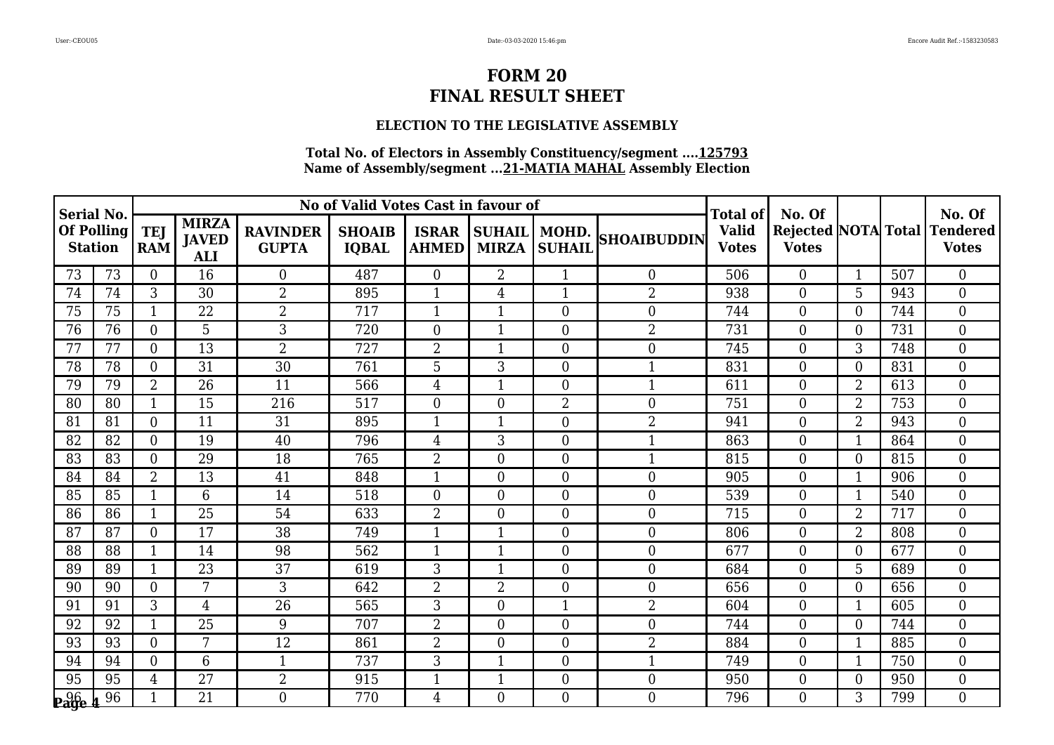# FORM 20
# FINAL RESULT SHEET

### ELECTION TO THE LEGISLATIVE ASSEMBLY

**Total No. of Electors in Assembly Constituency/segment ....125793**
**Name of Assembly/segment ...21-MATIA MAHAL Assembly Election**

| Serial No. Of Polling Station | | No of Valid Votes Cast in favour of | | | | | | | | Total of Valid Votes | No. Of Rejected Votes | NOTA | Total | No. Of Tendered Votes |
|---|---|---|---|---|---|---|---|---|---|---|---|---|---|---|
| | | TEJ RAM | MIRZA JAVED ALI | RAVINDER GUPTA | SHOAIB IQBAL | ISRAR AHMED | SUHAIL MIRZA | MOHD. SUHAIL | SHOAIBUDDIN | | | | | |
| 73 | 73 | 0 | 16 | 0 | 487 | 0 | 2 | 1 | 0 | 506 | 0 | 1 | 507 | 0 |
| 74 | 74 | 3 | 30 | 2 | 895 | 1 | 4 | 1 | 2 | 938 | 0 | 5 | 943 | 0 |
| 75 | 75 | 1 | 22 | 2 | 717 | 1 | 1 | 0 | 0 | 744 | 0 | 0 | 744 | 0 |
| 76 | 76 | 0 | 5 | 3 | 720 | 0 | 1 | 0 | 2 | 731 | 0 | 0 | 731 | 0 |
| 77 | 77 | 0 | 13 | 2 | 727 | 2 | 1 | 0 | 0 | 745 | 0 | 3 | 748 | 0 |
| 78 | 78 | 0 | 31 | 30 | 761 | 5 | 3 | 0 | 1 | 831 | 0 | 0 | 831 | 0 |
| 79 | 79 | 2 | 26 | 11 | 566 | 4 | 1 | 0 | 1 | 611 | 0 | 2 | 613 | 0 |
| 80 | 80 | 1 | 15 | 216 | 517 | 0 | 0 | 2 | 0 | 751 | 0 | 2 | 753 | 0 |
| 81 | 81 | 0 | 11 | 31 | 895 | 1 | 1 | 0 | 2 | 941 | 0 | 2 | 943 | 0 |
| 82 | 82 | 0 | 19 | 40 | 796 | 4 | 3 | 0 | 1 | 863 | 0 | 1 | 864 | 0 |
| 83 | 83 | 0 | 29 | 18 | 765 | 2 | 0 | 0 | 1 | 815 | 0 | 0 | 815 | 0 |
| 84 | 84 | 2 | 13 | 41 | 848 | 1 | 0 | 0 | 0 | 905 | 0 | 1 | 906 | 0 |
| 85 | 85 | 1 | 6 | 14 | 518 | 0 | 0 | 0 | 0 | 539 | 0 | 1 | 540 | 0 |
| 86 | 86 | 1 | 25 | 54 | 633 | 2 | 0 | 0 | 0 | 715 | 0 | 2 | 717 | 0 |
| 87 | 87 | 0 | 17 | 38 | 749 | 1 | 1 | 0 | 0 | 806 | 0 | 2 | 808 | 0 |
| 88 | 88 | 1 | 14 | 98 | 562 | 1 | 1 | 0 | 0 | 677 | 0 | 0 | 677 | 0 |
| 89 | 89 | 1 | 23 | 37 | 619 | 3 | 1 | 0 | 0 | 684 | 0 | 5 | 689 | 0 |
| 90 | 90 | 0 | 7 | 3 | 642 | 2 | 2 | 0 | 0 | 656 | 0 | 0 | 656 | 0 |
| 91 | 91 | 3 | 4 | 26 | 565 | 3 | 0 | 1 | 2 | 604 | 0 | 1 | 605 | 0 |
| 92 | 92 | 1 | 25 | 9 | 707 | 2 | 0 | 0 | 0 | 744 | 0 | 0 | 744 | 0 |
| 93 | 93 | 0 | 7 | 12 | 861 | 2 | 0 | 0 | 2 | 884 | 0 | 1 | 885 | 0 |
| 94 | 94 | 0 | 6 | 1 | 737 | 3 | 1 | 0 | 1 | 749 | 0 | 1 | 750 | 0 |
| 95 | 95 | 4 | 27 | 2 | 915 | 1 | 1 | 0 | 0 | 950 | 0 | 0 | 950 | 0 |
| 96 | 96 | 1 | 21 | 0 | 770 | 4 | 0 | 0 | 0 | 796 | 0 | 3 | 799 | 0 |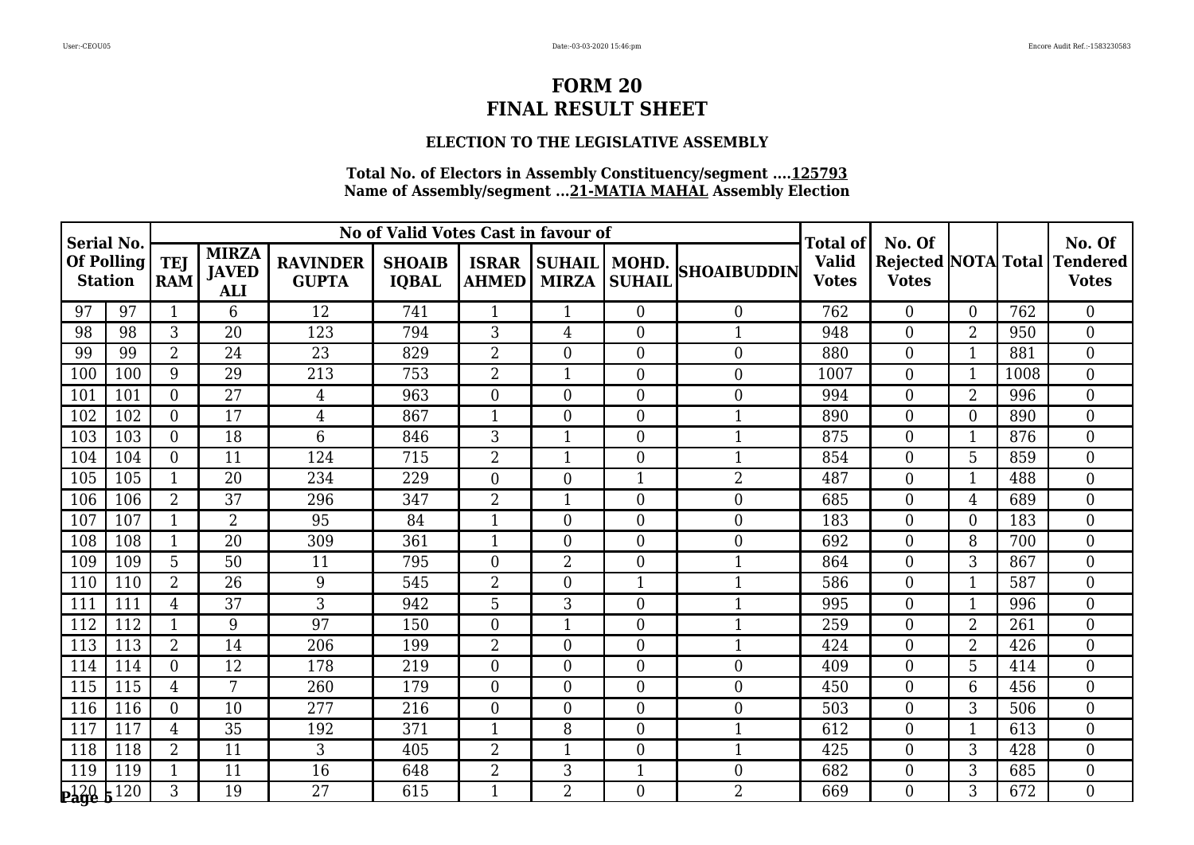# FORM 20
# FINAL RESULT SHEET

### ELECTION TO THE LEGISLATIVE ASSEMBLY

**Total No. of Electors in Assembly Constituency/segment ....125793**
**Name of Assembly/segment ...21-MATIA MAHAL Assembly Election**

| Serial No. Of Polling Station | | No of Valid Votes Cast in favour of | | | | | | | | Total of Valid Votes | No. Of Rejected Votes | NOTA | Total | No. Of Tendered Votes |
|---|---|---|---|---|---|---|---|---|---|---|---|---|---|---|
| | | TEJ RAM | MIRZA JAVED ALI | RAVINDER GUPTA | SHOAIB IQBAL | ISRAR AHMED | SUHAIL MIRZA | MOHD. SUHAIL | SHOAIBUDDIN | | | | | |
| 97 | 97 | 1 | 6 | 12 | 741 | 1 | 1 | 0 | 0 | 762 | 0 | 0 | 762 | 0 |
| 98 | 98 | 3 | 20 | 123 | 794 | 3 | 4 | 0 | 1 | 948 | 0 | 2 | 950 | 0 |
| 99 | 99 | 2 | 24 | 23 | 829 | 2 | 0 | 0 | 0 | 880 | 0 | 1 | 881 | 0 |
| 100 | 100 | 9 | 29 | 213 | 753 | 2 | 1 | 0 | 0 | 1007 | 0 | 1 | 1008 | 0 |
| 101 | 101 | 0 | 27 | 4 | 963 | 0 | 0 | 0 | 0 | 994 | 0 | 2 | 996 | 0 |
| 102 | 102 | 0 | 17 | 4 | 867 | 1 | 0 | 0 | 1 | 890 | 0 | 0 | 890 | 0 |
| 103 | 103 | 0 | 18 | 6 | 846 | 3 | 1 | 0 | 1 | 875 | 0 | 1 | 876 | 0 |
| 104 | 104 | 0 | 11 | 124 | 715 | 2 | 1 | 0 | 1 | 854 | 0 | 5 | 859 | 0 |
| 105 | 105 | 1 | 20 | 234 | 229 | 0 | 0 | 1 | 2 | 487 | 0 | 1 | 488 | 0 |
| 106 | 106 | 2 | 37 | 296 | 347 | 2 | 1 | 0 | 0 | 685 | 0 | 4 | 689 | 0 |
| 107 | 107 | 1 | 2 | 95 | 84 | 1 | 0 | 0 | 0 | 183 | 0 | 0 | 183 | 0 |
| 108 | 108 | 1 | 20 | 309 | 361 | 1 | 0 | 0 | 0 | 692 | 0 | 8 | 700 | 0 |
| 109 | 109 | 5 | 50 | 11 | 795 | 0 | 2 | 0 | 1 | 864 | 0 | 3 | 867 | 0 |
| 110 | 110 | 2 | 26 | 9 | 545 | 2 | 0 | 1 | 1 | 586 | 0 | 1 | 587 | 0 |
| 111 | 111 | 4 | 37 | 3 | 942 | 5 | 3 | 0 | 1 | 995 | 0 | 1 | 996 | 0 |
| 112 | 112 | 1 | 9 | 97 | 150 | 0 | 1 | 0 | 1 | 259 | 0 | 2 | 261 | 0 |
| 113 | 113 | 2 | 14 | 206 | 199 | 2 | 0 | 0 | 1 | 424 | 0 | 2 | 426 | 0 |
| 114 | 114 | 0 | 12 | 178 | 219 | 0 | 0 | 0 | 0 | 409 | 0 | 5 | 414 | 0 |
| 115 | 115 | 4 | 7 | 260 | 179 | 0 | 0 | 0 | 0 | 450 | 0 | 6 | 456 | 0 |
| 116 | 116 | 0 | 10 | 277 | 216 | 0 | 0 | 0 | 0 | 503 | 0 | 3 | 506 | 0 |
| 117 | 117 | 4 | 35 | 192 | 371 | 1 | 8 | 0 | 1 | 612 | 0 | 1 | 613 | 0 |
| 118 | 118 | 2 | 11 | 3 | 405 | 2 | 1 | 0 | 1 | 425 | 0 | 3 | 428 | 0 |
| 119 | 119 | 1 | 11 | 16 | 648 | 2 | 3 | 1 | 0 | 682 | 0 | 3 | 685 | 0 |
| 120 | 120 | 3 | 19 | 27 | 615 | 1 | 2 | 0 | 2 | 669 | 0 | 3 | 672 | 0 |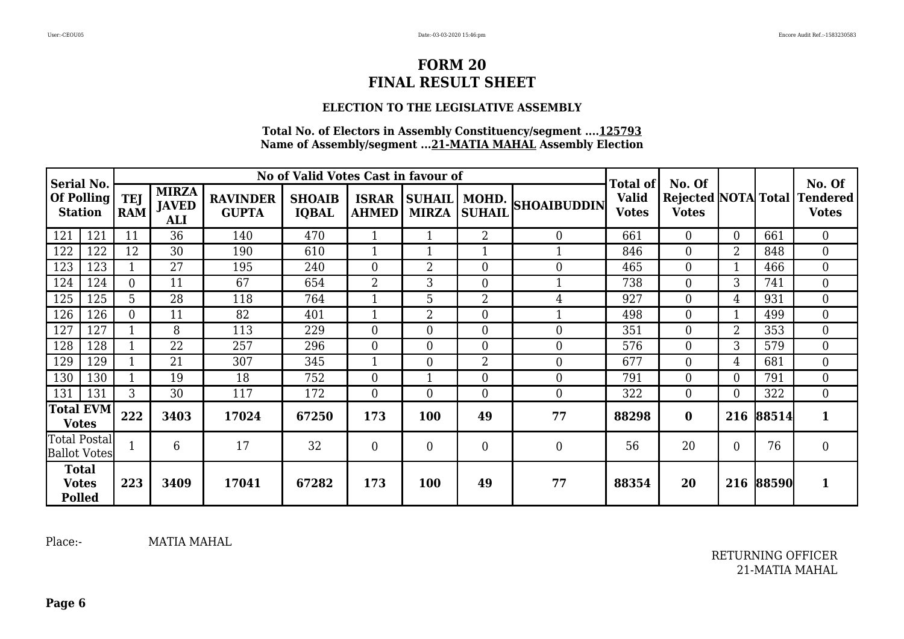# FORM 20
# FINAL RESULT SHEET

### ELECTION TO THE LEGISLATIVE ASSEMBLY

**Total No. of Electors in Assembly Constituency/segment ....125793**
**Name of Assembly/segment ...21-MATIA MAHAL Assembly Election**

| Serial No. Of Polling Station | | No of Valid Votes Cast in favour of | | | | | | | | Total of Valid Votes | No. Of Rejected Votes | NOTA | Total | No. Of Tendered Votes |
|---|---|---|---|---|---|---|---|---|---|---|---|---|---|---|
| | | TEJ RAM | MIRZA JAVED ALI | RAVINDER GUPTA | SHOAIB IQBAL | ISRAR AHMED | SUHAIL MIRZA | MOHD. SUHAIL | SHOAIBUDDIN | | | | | |
| 121 | 121 | 11 | 36 | 140 | 470 | 1 | 1 | 2 | 0 | 661 | 0 | 0 | 661 | 0 |
| 122 | 122 | 12 | 30 | 190 | 610 | 1 | 1 | 1 | 1 | 846 | 0 | 2 | 848 | 0 |
| 123 | 123 | 1 | 27 | 195 | 240 | 0 | 2 | 0 | 0 | 465 | 0 | 1 | 466 | 0 |
| 124 | 124 | 0 | 11 | 67 | 654 | 2 | 3 | 0 | 1 | 738 | 0 | 3 | 741 | 0 |
| 125 | 125 | 5 | 28 | 118 | 764 | 1 | 5 | 2 | 4 | 927 | 0 | 4 | 931 | 0 |
| 126 | 126 | 0 | 11 | 82 | 401 | 1 | 2 | 0 | 1 | 498 | 0 | 1 | 499 | 0 |
| 127 | 127 | 1 | 8 | 113 | 229 | 0 | 0 | 0 | 0 | 351 | 0 | 2 | 353 | 0 |
| 128 | 128 | 1 | 22 | 257 | 296 | 0 | 0 | 0 | 0 | 576 | 0 | 3 | 579 | 0 |
| 129 | 129 | 1 | 21 | 307 | 345 | 1 | 0 | 2 | 0 | 677 | 0 | 4 | 681 | 0 |
| 130 | 130 | 1 | 19 | 18 | 752 | 0 | 1 | 0 | 0 | 791 | 0 | 0 | 791 | 0 |
| 131 | 131 | 3 | 30 | 117 | 172 | 0 | 0 | 0 | 0 | 322 | 0 | 0 | 322 | 0 |
| **Total EVM Votes** | | **222** | **3403** | **17024** | **67250** | **173** | **100** | **49** | **77** | **88298** | **0** | **216** | **88514** | **1** |
| Total Postal Ballot Votes | | 1 | 6 | 17 | 32 | 0 | 0 | 0 | 0 | 56 | 20 | 0 | 76 | 0 |
| **Total Votes Polled** | | **223** | **3409** | **17041** | **67282** | **173** | **100** | **49** | **77** | **88354** | **20** | **216** | **88590** | **1** |

Place:- MATIA MAHAL

RETURNING OFFICER
21-MATIA MAHAL